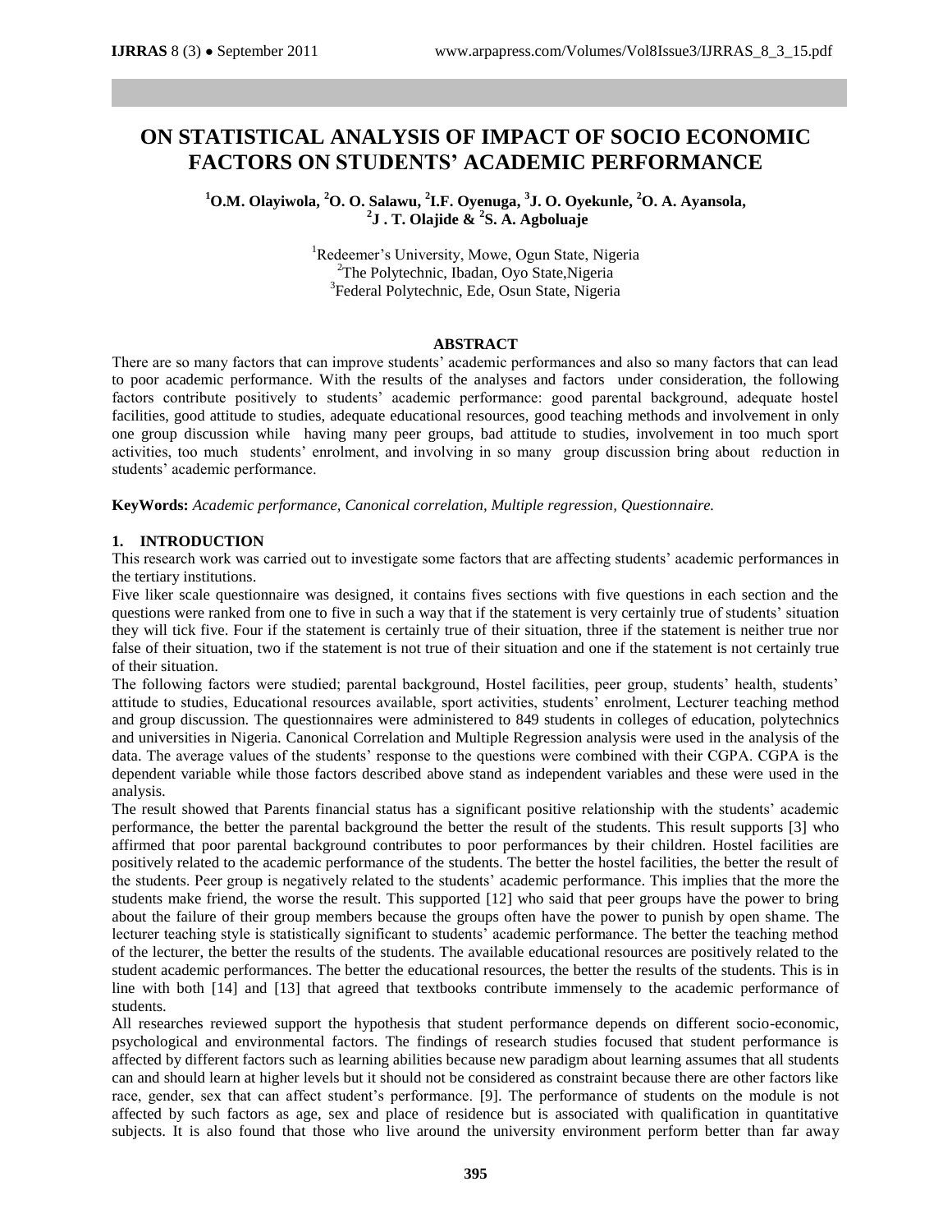# ON STATISTICAL ANALYSIS OF IMPACT OF SOCIO ECONOMIC FACTORS ON STUDENTS' ACADEMIC PERFORMANCE

**[1]O.M. Olayiwola, [2]O. O. Salawu, [2]I.F. Oyenuga, [3]J. O. Oyekunle, [2]O. A. Ayansola, [2]J . T. Olajide & [2]S. A. Agboluaje**

[1]Redeemer's University, Mowe, Ogun State, Nigeria
[2]The Polytechnic, Ibadan, Oyo State,Nigeria
[3]Federal Polytechnic, Ede, Osun State, Nigeria

## ABSTRACT

There are so many factors that can improve students' academic performances and also so many factors that can lead to poor academic performance. With the results of the analyses and factors under consideration, the following factors contribute positively to students' academic performance: good parental background, adequate hostel facilities, good attitude to studies, adequate educational resources, good teaching methods and involvement in only one group discussion while having many peer groups, bad attitude to studies, involvement in too much sport activities, too much students' enrolment, and involving in so many group discussion bring about reduction in students' academic performance.

**KeyWords:** *Academic performance, Canonical correlation, Multiple regression, Questionnaire.*

## 1. INTRODUCTION

This research work was carried out to investigate some factors that are affecting students' academic performances in the tertiary institutions.

Five liker scale questionnaire was designed, it contains fives sections with five questions in each section and the questions were ranked from one to five in such a way that if the statement is very certainly true of students' situation they will tick five. Four if the statement is certainly true of their situation, three if the statement is neither true nor false of their situation, two if the statement is not true of their situation and one if the statement is not certainly true of their situation.

The following factors were studied; parental background, Hostel facilities, peer group, students' health, students' attitude to studies, Educational resources available, sport activities, students' enrolment, Lecturer teaching method and group discussion. The questionnaires were administered to 849 students in colleges of education, polytechnics and universities in Nigeria. Canonical Correlation and Multiple Regression analysis were used in the analysis of the data. The average values of the students' response to the questions were combined with their CGPA. CGPA is the dependent variable while those factors described above stand as independent variables and these were used in the analysis.

The result showed that Parents financial status has a significant positive relationship with the students' academic performance, the better the parental background the better the result of the students. This result supports [3] who affirmed that poor parental background contributes to poor performances by their children. Hostel facilities are positively related to the academic performance of the students. The better the hostel facilities, the better the result of the students. Peer group is negatively related to the students' academic performance. This implies that the more the students make friend, the worse the result. This supported [12] who said that peer groups have the power to bring about the failure of their group members because the groups often have the power to punish by open shame. The lecturer teaching style is statistically significant to students' academic performance. The better the teaching method of the lecturer, the better the results of the students. The available educational resources are positively related to the student academic performances. The better the educational resources, the better the results of the students. This is in line with both [14] and [13] that agreed that textbooks contribute immensely to the academic performance of students.

All researches reviewed support the hypothesis that student performance depends on different socio-economic, psychological and environmental factors. The findings of research studies focused that student performance is affected by different factors such as learning abilities because new paradigm about learning assumes that all students can and should learn at higher levels but it should not be considered as constraint because there are other factors like race, gender, sex that can affect student's performance. [9]. The performance of students on the module is not affected by such factors as age, sex and place of residence but is associated with qualification in quantitative subjects. It is also found that those who live around the university environment perform better than far away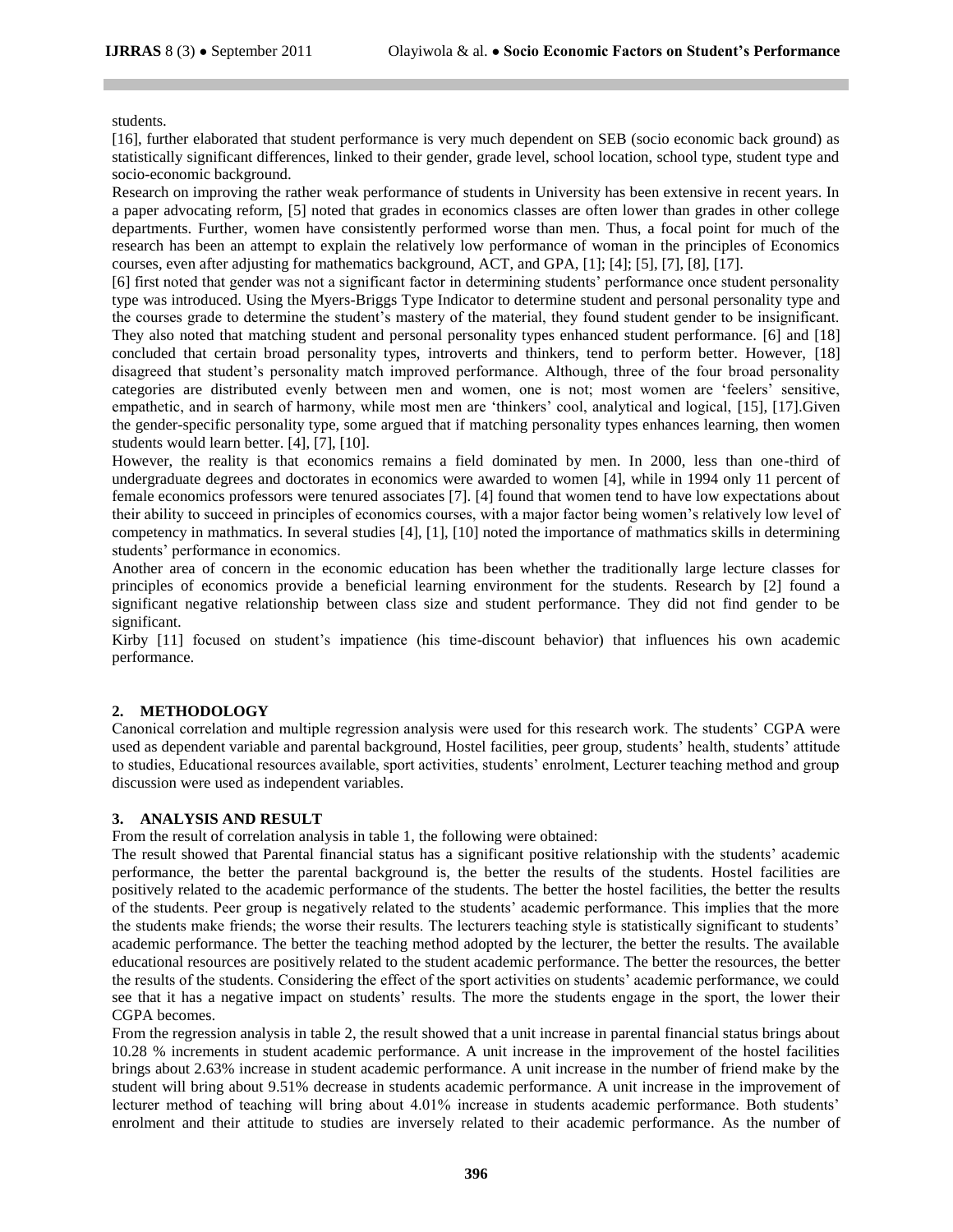students.

[16], further elaborated that student performance is very much dependent on SEB (socio economic back ground) as statistically significant differences, linked to their gender, grade level, school location, school type, student type and socio-economic background.

Research on improving the rather weak performance of students in University has been extensive in recent years. In a paper advocating reform, [5] noted that grades in economics classes are often lower than grades in other college departments. Further, women have consistently performed worse than men. Thus, a focal point for much of the research has been an attempt to explain the relatively low performance of woman in the principles of Economics courses, even after adjusting for mathematics background, ACT, and GPA, [1]; [4]; [5], [7], [8], [17].

[6] first noted that gender was not a significant factor in determining students' performance once student personality type was introduced. Using the Myers-Briggs Type Indicator to determine student and personal personality type and the courses grade to determine the student's mastery of the material, they found student gender to be insignificant. They also noted that matching student and personal personality types enhanced student performance. [6] and [18] concluded that certain broad personality types, introverts and thinkers, tend to perform better. However, [18] disagreed that student's personality match improved performance. Although, three of the four broad personality categories are distributed evenly between men and women, one is not; most women are 'feelers' sensitive, empathetic, and in search of harmony, while most men are 'thinkers' cool, analytical and logical, [15], [17].Given the gender-specific personality type, some argued that if matching personality types enhances learning, then women students would learn better. [4], [7], [10].

However, the reality is that economics remains a field dominated by men. In 2000, less than one-third of undergraduate degrees and doctorates in economics were awarded to women [4], while in 1994 only 11 percent of female economics professors were tenured associates [7]. [4] found that women tend to have low expectations about their ability to succeed in principles of economics courses, with a major factor being women's relatively low level of competency in mathmatics. In several studies [4], [1], [10] noted the importance of mathmatics skills in determining students' performance in economics.

Another area of concern in the economic education has been whether the traditionally large lecture classes for principles of economics provide a beneficial learning environment for the students. Research by [2] found a significant negative relationship between class size and student performance. They did not find gender to be significant.

Kirby [11] focused on student's impatience (his time-discount behavior) that influences his own academic performance.

## 2. METHODOLOGY

Canonical correlation and multiple regression analysis were used for this research work. The students' CGPA were used as dependent variable and parental background, Hostel facilities, peer group, students' health, students' attitude to studies, Educational resources available, sport activities, students' enrolment, Lecturer teaching method and group discussion were used as independent variables.

## 3. ANALYSIS AND RESULT

From the result of correlation analysis in table 1, the following were obtained:

The result showed that Parental financial status has a significant positive relationship with the students' academic performance, the better the parental background is, the better the results of the students. Hostel facilities are positively related to the academic performance of the students. The better the hostel facilities, the better the results of the students. Peer group is negatively related to the students' academic performance. This implies that the more the students make friends; the worse their results. The lecturers teaching style is statistically significant to students' academic performance. The better the teaching method adopted by the lecturer, the better the results. The available educational resources are positively related to the student academic performance. The better the resources, the better the results of the students. Considering the effect of the sport activities on students' academic performance, we could see that it has a negative impact on students' results. The more the students engage in the sport, the lower their CGPA becomes.

From the regression analysis in table 2, the result showed that a unit increase in parental financial status brings about 10.28 % increments in student academic performance. A unit increase in the improvement of the hostel facilities brings about 2.63% increase in student academic performance. A unit increase in the number of friend make by the student will bring about 9.51% decrease in students academic performance. A unit increase in the improvement of lecturer method of teaching will bring about 4.01% increase in students academic performance. Both students' enrolment and their attitude to studies are inversely related to their academic performance. As the number of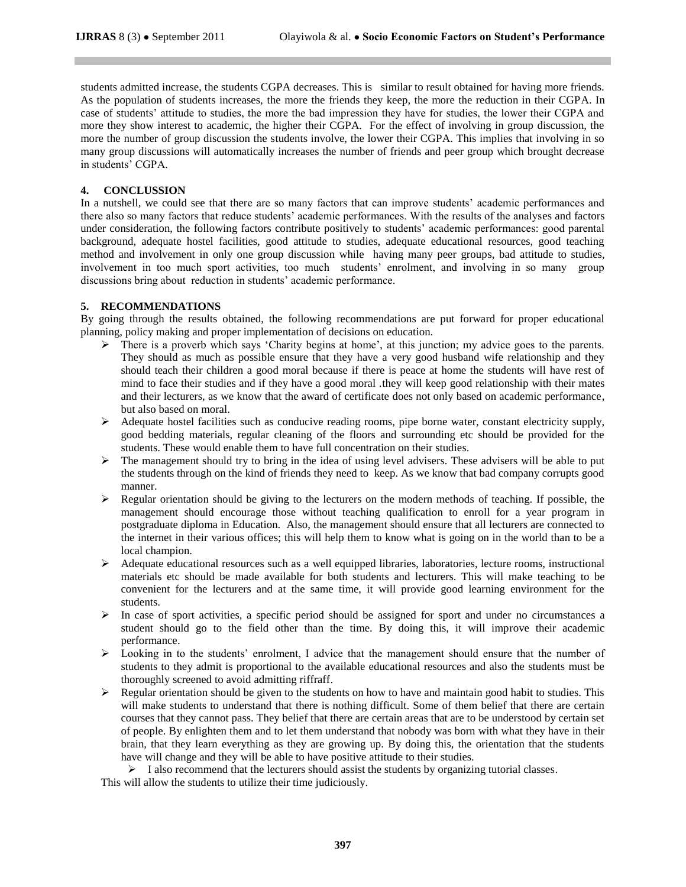students admitted increase, the students CGPA decreases. This is similar to result obtained for having more friends. As the population of students increases, the more the friends they keep, the more the reduction in their CGPA. In case of students' attitude to studies, the more the bad impression they have for studies, the lower their CGPA and more they show interest to academic, the higher their CGPA. For the effect of involving in group discussion, the more the number of group discussion the students involve, the lower their CGPA. This implies that involving in so many group discussions will automatically increases the number of friends and peer group which brought decrease in students' CGPA.

## 4. CONCLUSSION

In a nutshell, we could see that there are so many factors that can improve students' academic performances and there also so many factors that reduce students' academic performances. With the results of the analyses and factors under consideration, the following factors contribute positively to students' academic performances: good parental background, adequate hostel facilities, good attitude to studies, adequate educational resources, good teaching method and involvement in only one group discussion while having many peer groups, bad attitude to studies, involvement in too much sport activities, too much students' enrolment, and involving in so many group discussions bring about reduction in students' academic performance.

## 5. RECOMMENDATIONS

By going through the results obtained, the following recommendations are put forward for proper educational planning, policy making and proper implementation of decisions on education.

- There is a proverb which says 'Charity begins at home', at this junction; my advice goes to the parents. They should as much as possible ensure that they have a very good husband wife relationship and they should teach their children a good moral because if there is peace at home the students will have rest of mind to face their studies and if they have a good moral .they will keep good relationship with their mates and their lecturers, as we know that the award of certificate does not only based on academic performance, but also based on moral.
- Adequate hostel facilities such as conducive reading rooms, pipe borne water, constant electricity supply, good bedding materials, regular cleaning of the floors and surrounding etc should be provided for the students. These would enable them to have full concentration on their studies.
- The management should try to bring in the idea of using level advisers. These advisers will be able to put the students through on the kind of friends they need to keep. As we know that bad company corrupts good manner.
- Regular orientation should be giving to the lecturers on the modern methods of teaching. If possible, the management should encourage those without teaching qualification to enroll for a year program in postgraduate diploma in Education. Also, the management should ensure that all lecturers are connected to the internet in their various offices; this will help them to know what is going on in the world than to be a local champion.
- Adequate educational resources such as a well equipped libraries, laboratories, lecture rooms, instructional materials etc should be made available for both students and lecturers. This will make teaching to be convenient for the lecturers and at the same time, it will provide good learning environment for the students.
- In case of sport activities, a specific period should be assigned for sport and under no circumstances a student should go to the field other than the time. By doing this, it will improve their academic performance.
- Looking in to the students' enrolment, I advice that the management should ensure that the number of students to they admit is proportional to the available educational resources and also the students must be thoroughly screened to avoid admitting riffraff.
- Regular orientation should be given to the students on how to have and maintain good habit to studies. This will make students to understand that there is nothing difficult. Some of them belief that there are certain courses that they cannot pass. They belief that there are certain areas that are to be understood by certain set of people. By enlighten them and to let them understand that nobody was born with what they have in their brain, that they learn everything as they are growing up. By doing this, the orientation that the students have will change and they will be able to have positive attitude to their studies.
- I also recommend that the lecturers should assist the students by organizing tutorial classes. This will allow the students to utilize their time judiciously.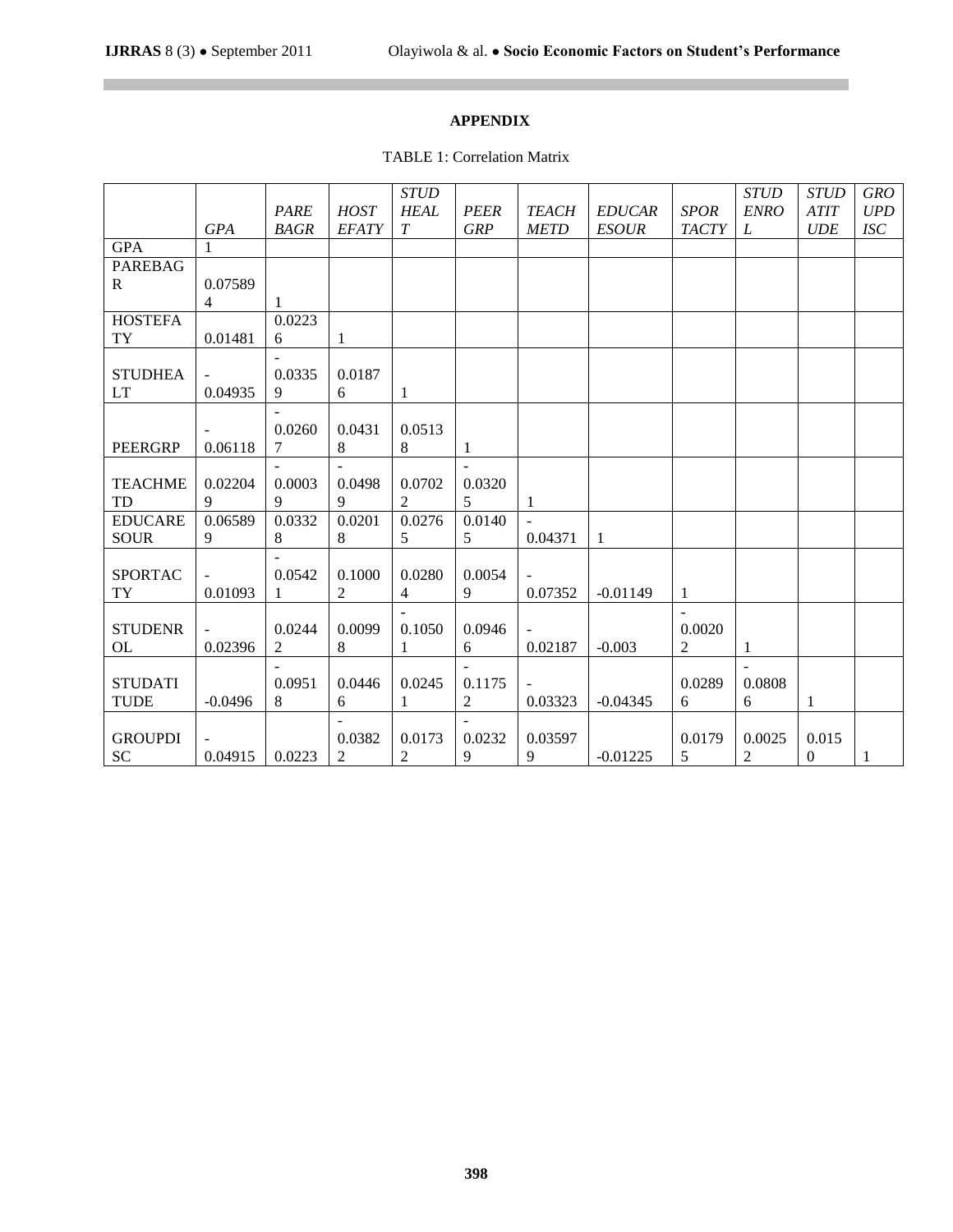## APPENDIX

TABLE 1: Correlation Matrix

| | *GPA* | *PAREBAGR* | *HOSTEFATY* | *STUDHEALT* | *PEERGRP* | *TEACHMETD* | *EDUCARESOUR* | *SPORTACTY* | *STUDENROL* | *STUDATITUDE* | *GROUPDISC* |
|---|---|---|---|---|---|---|---|---|---|---|---|
| GPA | 1 | | | | | | | | | | |
| PAREBAGR | 0.075894 | 1 | | | | | | | | | |
| HOSTEFATY | 0.01481 | 0.02236 | 1 | | | | | | | | |
| STUDHEALT | -0.04935 | -0.03359 | 0.01876 | 1 | | | | | | | |
| PEERGRP | -0.06118 | -0.02607 | 0.04318 | 0.05138 | 1 | | | | | | |
| TEACHMETD | 0.022049 | -0.00039 | -0.04989 | 0.07022 | -0.03205 | 1 | | | | | |
| EDUCARESOUR | 0.065899 | 0.03328 | 0.02018 | 0.02765 | 0.01405 | -0.04371 | 1 | | | | |
| SPORTACTY | -0.01093 | -0.05421 | 0.10002 | 0.02804 | 0.00549 | -0.07352 | -0.01149 | 1 | | | |
| STUDENROL | -0.02396 | 0.02442 | 0.00998 | -0.10501 | 0.09466 | -0.02187 | -0.003 | -0.00202 | 1 | | |
| STUDATITUDE | -0.0496 | -0.09518 | 0.04466 | 0.02451 | -0.11752 | -0.03323 | -0.04345 | 0.02896 | -0.08086 | 1 | |
| GROUPDISC | -0.04915 | 0.0223 | -0.03822 | 0.01732 | -0.02329 | 0.035979 | -0.01225 | 0.01795 | 0.00252 | 0.0150 | 1 |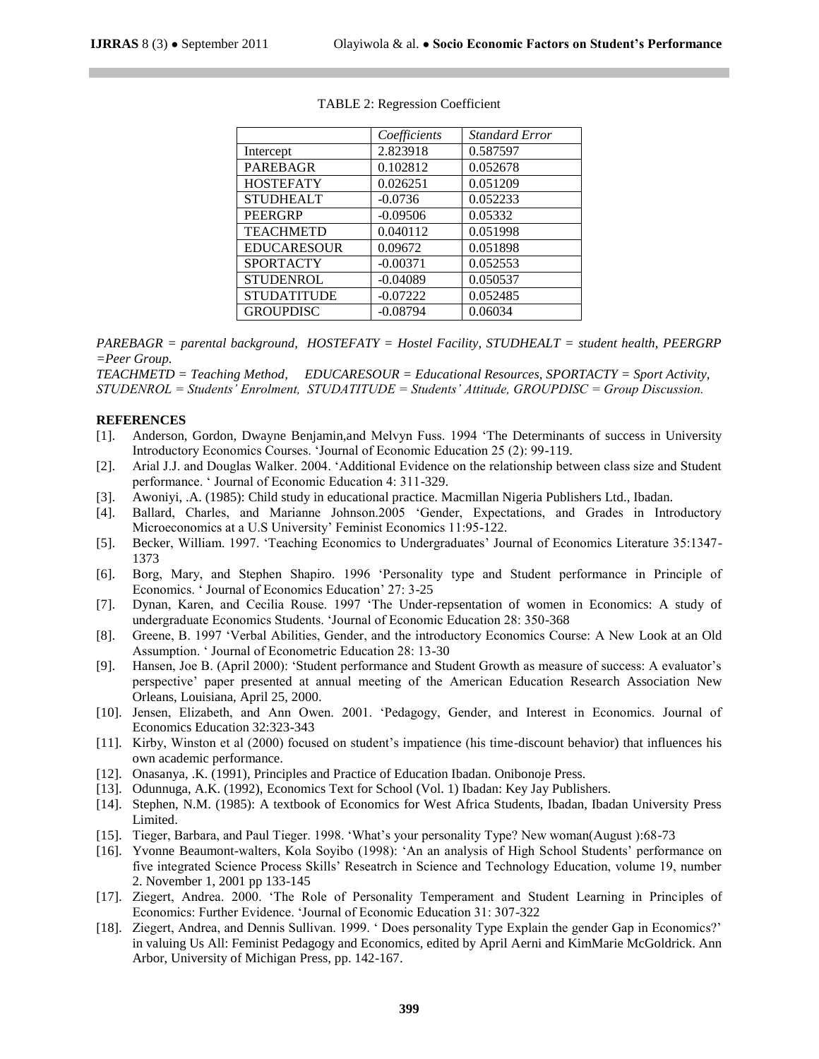TABLE 2: Regression Coefficient

| | *Coefficients* | *Standard Error* |
|---|---|---|
| Intercept | 2.823918 | 0.587597 |
| PAREBAGR | 0.102812 | 0.052678 |
| HOSTEFATY | 0.026251 | 0.051209 |
| STUDHEALT | -0.0736 | 0.052233 |
| PEERGRP | -0.09506 | 0.05332 |
| TEACHMETD | 0.040112 | 0.051998 |
| EDUCARESOUR | 0.09672 | 0.051898 |
| SPORTACTY | -0.00371 | 0.052553 |
| STUDENROL | -0.04089 | 0.050537 |
| STUDATITUDE | -0.07222 | 0.052485 |
| GROUPDISC | -0.08794 | 0.06034 |

*PAREBAGR = parental background, HOSTEFATY = Hostel Facility, STUDHEALT = student health, PEERGRP =Peer Group.*
*TEACHMETD = Teaching Method, EDUCARESOUR = Educational Resources, SPORTACTY = Sport Activity, STUDENROL = Students' Enrolment, STUDATITUDE = Students' Attitude, GROUPDISC = Group Discussion.*

## REFERENCES

[1]. Anderson, Gordon, Dwayne Benjamin,and Melvyn Fuss. 1994 'The Determinants of success in University Introductory Economics Courses. 'Journal of Economic Education 25 (2): 99-119.

[2]. Arial J.J. and Douglas Walker. 2004. 'Additional Evidence on the relationship between class size and Student performance. ' Journal of Economic Education 4: 311-329.

[3]. Awoniyi, .A. (1985): Child study in educational practice. Macmillan Nigeria Publishers Ltd., Ibadan.

[4]. Ballard, Charles, and Marianne Johnson.2005 'Gender, Expectations, and Grades in Introductory Microeconomics at a U.S University' Feminist Economics 11:95-122.

[5]. Becker, William. 1997. 'Teaching Economics to Undergraduates' Journal of Economics Literature 35:1347-1373

[6]. Borg, Mary, and Stephen Shapiro. 1996 'Personality type and Student performance in Principle of Economics. ' Journal of Economics Education' 27: 3-25

[7]. Dynan, Karen, and Cecilia Rouse. 1997 'The Under-repsentation of women in Economics: A study of undergraduate Economics Students. 'Journal of Economic Education 28: 350-368

[8]. Greene, B. 1997 'Verbal Abilities, Gender, and the introductory Economics Course: A New Look at an Old Assumption. ' Journal of Econometric Education 28: 13-30

[9]. Hansen, Joe B. (April 2000): 'Student performance and Student Growth as measure of success: A evaluator's perspective' paper presented at annual meeting of the American Education Research Association New Orleans, Louisiana, April 25, 2000.

[10]. Jensen, Elizabeth, and Ann Owen. 2001. 'Pedagogy, Gender, and Interest in Economics. Journal of Economics Education 32:323-343

[11]. Kirby, Winston et al (2000) focused on student's impatience (his time-discount behavior) that influences his own academic performance.

[12]. Onasanya, .K. (1991), Principles and Practice of Education Ibadan. Onibonoje Press.

[13]. Odunnuga, A.K. (1992), Economics Text for School (Vol. 1) Ibadan: Key Jay Publishers.

[14]. Stephen, N.M. (1985): A textbook of Economics for West Africa Students, Ibadan, Ibadan University Press Limited.

[15]. Tieger, Barbara, and Paul Tieger. 1998. 'What's your personality Type? New woman(August ):68-73

[16]. Yvonne Beaumont-walters, Kola Soyibo (1998): 'An an analysis of High School Students' performance on five integrated Science Process Skills' Reseatrch in Science and Technology Education, volume 19, number 2. November 1, 2001 pp 133-145

[17]. Ziegert, Andrea. 2000. 'The Role of Personality Temperament and Student Learning in Principles of Economics: Further Evidence. 'Journal of Economic Education 31: 307-322

[18]. Ziegert, Andrea, and Dennis Sullivan. 1999. ' Does personality Type Explain the gender Gap in Economics?' in valuing Us All: Feminist Pedagogy and Economics, edited by April Aerni and KimMarie McGoldrick. Ann Arbor, University of Michigan Press, pp. 142-167.